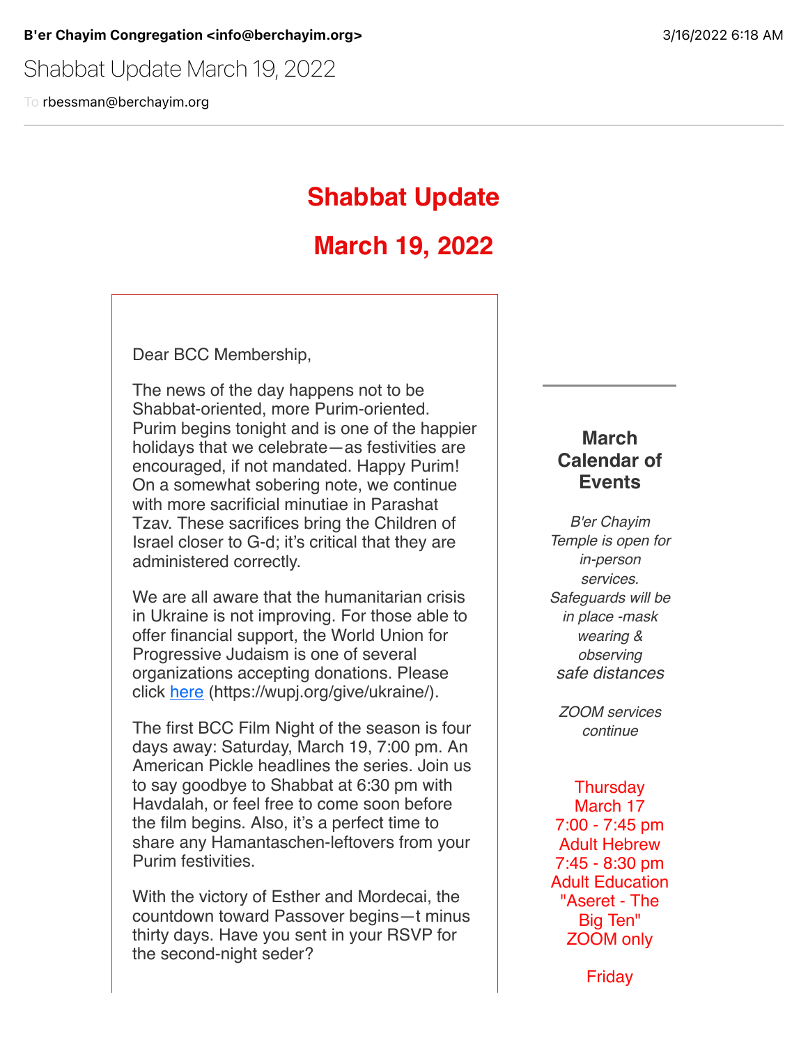**B'er Chayim Congregation <info@berchayim.org>** 3/16/2022 6:18 AM

Shabbat Update March 19, 2022

To rbessman@berchayim.org

# Shabbat Update

# March 19, 2022

Dear BCC Membership,

The news of the day happens not to be Shabbat-oriented, more Purim-oriented. Purim begins tonight and is one of the happier holidays that we celebrate—as festivities are encouraged, if not mandated. Happy Purim! On a somewhat sobering note, we continue with more sacrificial minutiae in Parashat Tzav. These sacrifices bring the Children of Israel closer to G-d; it's critical that they are administered correctly.

We are all aware that the humanitarian crisis in Ukraine is not improving. For those able to offer financial support, the World Union for Progressive Judaism is one of several organizations accepting donations. Please click here (https://wupj.org/give/ukraine/).

The first BCC Film Night of the season is four days away: Saturday, March 19, 7:00 pm. An American Pickle headlines the series. Join us to say goodbye to Shabbat at 6:30 pm with Havdalah, or feel free to come soon before the film begins. Also, it's a perfect time to share any Hamantaschen-leftovers from your Purim festivities.

With the victory of Esther and Mordecai, the countdown toward Passover begins—t minus thirty days. Have you sent in your RSVP for the second-night seder?

---

## March Calendar of Events

*B'er Chayim Temple is open for in-person services. Safeguards will be in place -mask wearing & observing safe distances*

*ZOOM services continue*

Thursday
March 17
7:00 - 7:45 pm
Adult Hebrew
7:45 - 8:30 pm
Adult Education
"Aseret - The Big Ten"
ZOOM only

Friday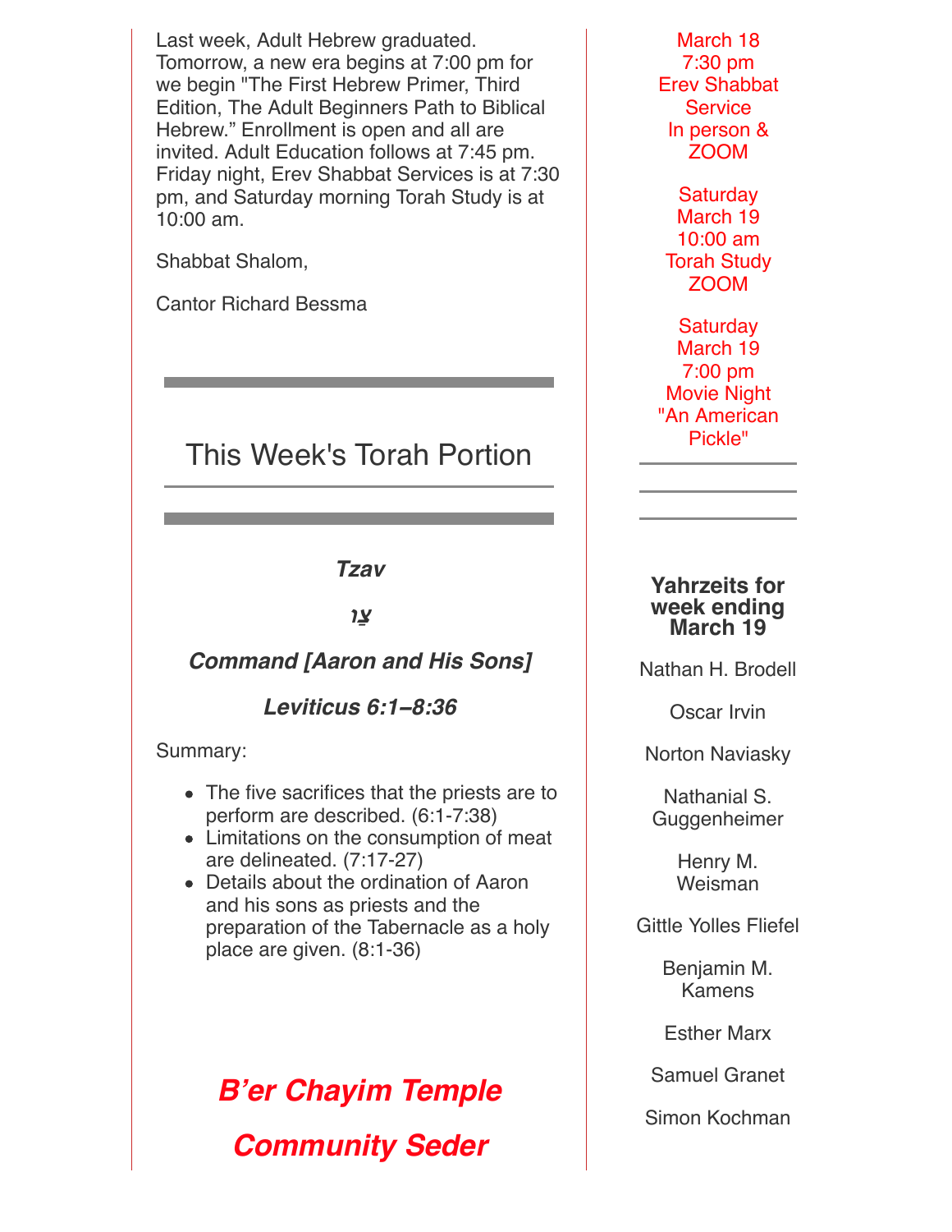Last week, Adult Hebrew graduated. Tomorrow, a new era begins at 7:00 pm for we begin "The First Hebrew Primer, Third Edition, The Adult Beginners Path to Biblical Hebrew." Enrollment is open and all are invited. Adult Education follows at 7:45 pm. Friday night, Erev Shabbat Services is at 7:30 pm, and Saturday morning Torah Study is at 10:00 am.

Shabbat Shalom,

Cantor Richard Bessma

---

## This Week's Torah Portion

---

***Tzav***

***צַו***

***Command [Aaron and His Sons]***

***Leviticus 6:1–8:36***

Summary:

- The five sacrifices that the priests are to perform are described. (6:1-7:38)
- Limitations on the consumption of meat are delineated. (7:17-27)
- Details about the ordination of Aaron and his sons as priests and the preparation of the Tabernacle as a holy place are given. (8:1-36)

## ***B'er Chayim Temple***

## ***Community Seder***

March 18
7:30 pm
Erev Shabbat Service
In person & ZOOM

Saturday
March 19
10:00 am
Torah Study
ZOOM

Saturday
March 19
7:00 pm
Movie Night
"An American Pickle"

---

### Yahrzeits for week ending March 19

Nathan H. Brodell

Oscar Irvin

Norton Naviasky

Nathanial S. Guggenheimer

Henry M. Weisman

Gittle Yolles Fliefel

Benjamin M. Kamens

Esther Marx

Samuel Granet

Simon Kochman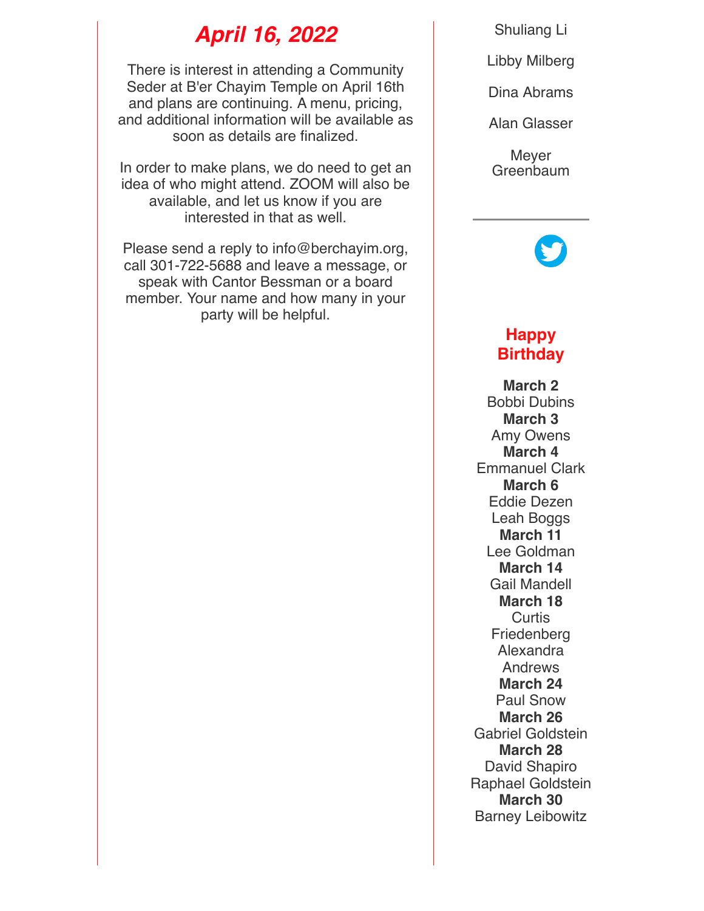## *April 16, 2022*

There is interest in attending a Community Seder at B'er Chayim Temple on April 16th and plans are continuing. A menu, pricing, and additional information will be available as soon as details are finalized.

In order to make plans, we do need to get an idea of who might attend. ZOOM will also be available, and let us know if you are interested in that as well.

Please send a reply to info@berchayim.org, call 301-722-5688 and leave a message, or speak with Cantor Bessman or a board member. Your name and how many in your party will be helpful.

Shuliang Li

Libby Milberg

Dina Abrams

Alan Glasser

Meyer Greenbaum

---

## Happy Birthday

**March 2**
Bobbi Dubins
**March 3**
Amy Owens
**March 4**
Emmanuel Clark
**March 6**
Eddie Dezen
Leah Boggs
**March 11**
Lee Goldman
**March 14**
Gail Mandell
**March 18**
Curtis Friedenberg
Alexandra Andrews
**March 24**
Paul Snow
**March 26**
Gabriel Goldstein
**March 28**
David Shapiro
Raphael Goldstein
**March 30**
Barney Leibowitz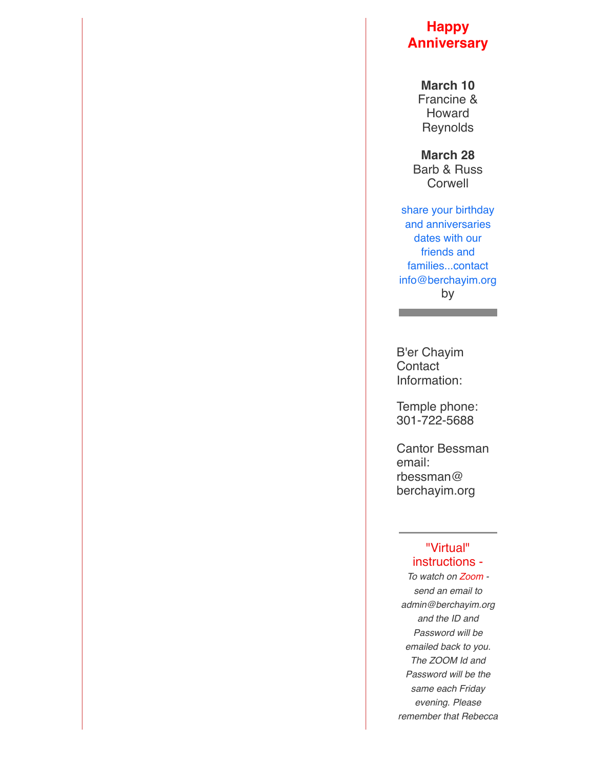## Happy Anniversary

**March 10**
Francine & Howard Reynolds

**March 28**
Barb & Russ Corwell

share your birthday and anniversaries dates with our friends and families...contact info@berchayim.org by

---

B'er Chayim Contact Information:

Temple phone: 301-722-5688

Cantor Bessman email: rbessman@berchayim.org

---

"Virtual" instructions -

*To watch on Zoom - send an email to admin@berchayim.org and the ID and Password will be emailed back to you. The ZOOM Id and Password will be the same each Friday evening. Please remember that Rebecca*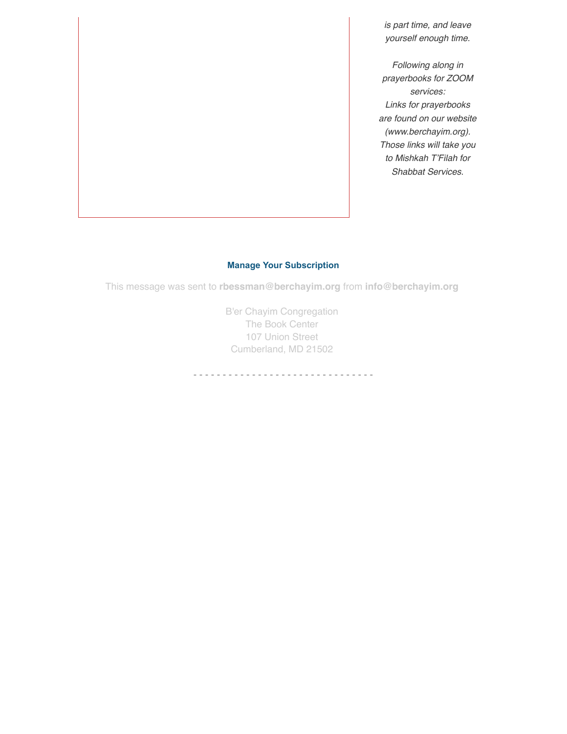*is part time, and leave yourself enough time.*

*Following along in prayerbooks for ZOOM services:*
*Links for prayerbooks are found on our website (www.berchayim.org). Those links will take you to Mishkah T'Filah for Shabbat Services*.

**Manage Your Subscription**

This message was sent to **rbessman@berchayim.org** from **info@berchayim.org**

B'er Chayim Congregation
The Book Center
107 Union Street
Cumberland, MD 21502